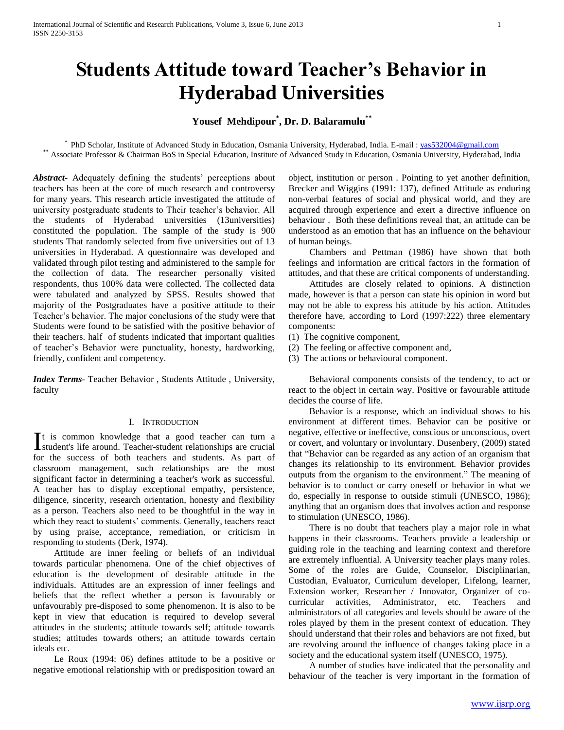# Students Attitude toward Teacher's Behavior in Hyderabad Universities

**Yousef Mehdipour[*], Dr. D. Balaramulu[**]**

[*] PhD Scholar, Institute of Advanced Study in Education, Osmania University, Hyderabad, India. E-mail : yas532004@gmail.com
[**] Associate Professor & Chairman BoS in Special Education, Institute of Advanced Study in Education, Osmania University, Hyderabad, India

***Abstract-*** Adequately defining the students' perceptions about teachers has been at the core of much research and controversy for many years. This research article investigated the attitude of university postgraduate students to Their teacher's behavior. All the students of Hyderabad universities (13universities) constituted the population. The sample of the study is 900 students That randomly selected from five universities out of 13 universities in Hyderabad. A questionnaire was developed and validated through pilot testing and administered to the sample for the collection of data. The researcher personally visited respondents, thus 100% data were collected. The collected data were tabulated and analyzed by SPSS. Results showed that majority of the Postgraduates have a positive attitude to their Teacher's behavior. The major conclusions of the study were that Students were found to be satisfied with the positive behavior of their teachers. half of students indicated that important qualities of teacher's Behavior were punctuality, honesty, hardworking, friendly, confident and competency.

***Index Terms*-** Teacher Behavior , Students Attitude , University, faculty

## I. Introduction

It is common knowledge that a good teacher can turn a student's life around. Teacher-student relationships are crucial for the success of both teachers and students. As part of classroom management, such relationships are the most significant factor in determining a teacher's work as successful. A teacher has to display exceptional empathy, persistence, diligence, sincerity, research orientation, honesty and flexibility as a person. Teachers also need to be thoughtful in the way in which they react to students' comments. Generally, teachers react by using praise, acceptance, remediation, or criticism in responding to students (Derk, 1974).

Attitude are inner feeling or beliefs of an individual towards particular phenomena. One of the chief objectives of education is the development of desirable attitude in the individuals. Attitudes are an expression of inner feelings and beliefs that the reflect whether a person is favourably or unfavourably pre-disposed to some phenomenon. It is also to be kept in view that education is required to develop several attitudes in the students; attitude towards self; attitude towards studies; attitudes towards others; an attitude towards certain ideals etc.

Le Roux (1994: 06) defines attitude to be a positive or negative emotional relationship with or predisposition toward an object, institution or person . Pointing to yet another definition, Brecker and Wiggins (1991: 137), defined Attitude as enduring non-verbal features of social and physical world, and they are acquired through experience and exert a directive influence on behaviour . Both these definitions reveal that, an attitude can be understood as an emotion that has an influence on the behaviour of human beings.

Chambers and Pettman (1986) have shown that both feelings and information are critical factors in the formation of attitudes, and that these are critical components of understanding.

Attitudes are closely related to opinions. A distinction made, however is that a person can state his opinion in word but may not be able to express his attitude by his action. Attitudes therefore have, according to Lord (1997:222) three elementary components:

(1) The cognitive component,
(2) The feeling or affective component and,
(3) The actions or behavioural component.

Behavioral components consists of the tendency, to act or react to the object in certain way. Positive or favourable attitude decides the course of life.

Behavior is a response, which an individual shows to his environment at different times. Behavior can be positive or negative, effective or ineffective, conscious or unconscious, overt or covert, and voluntary or involuntary. Dusenbery, (2009) stated that "Behavior can be regarded as any action of an organism that changes its relationship to its environment. Behavior provides outputs from the organism to the environment." The meaning of behavior is to conduct or carry oneself or behavior in what we do, especially in response to outside stimuli (UNESCO, 1986); anything that an organism does that involves action and response to stimulation (UNESCO, 1986).

There is no doubt that teachers play a major role in what happens in their classrooms. Teachers provide a leadership or guiding role in the teaching and learning context and therefore are extremely influential. A University teacher plays many roles. Some of the roles are Guide, Counselor, Disciplinarian, Custodian, Evaluator, Curriculum developer, Lifelong, learner, Extension worker, Researcher / Innovator, Organizer of co-curricular activities, Administrator, etc. Teachers and administrators of all categories and levels should be aware of the roles played by them in the present context of education. They should understand that their roles and behaviors are not fixed, but are revolving around the influence of changes taking place in a society and the educational system itself (UNESCO, 1975).

A number of studies have indicated that the personality and behaviour of the teacher is very important in the formation of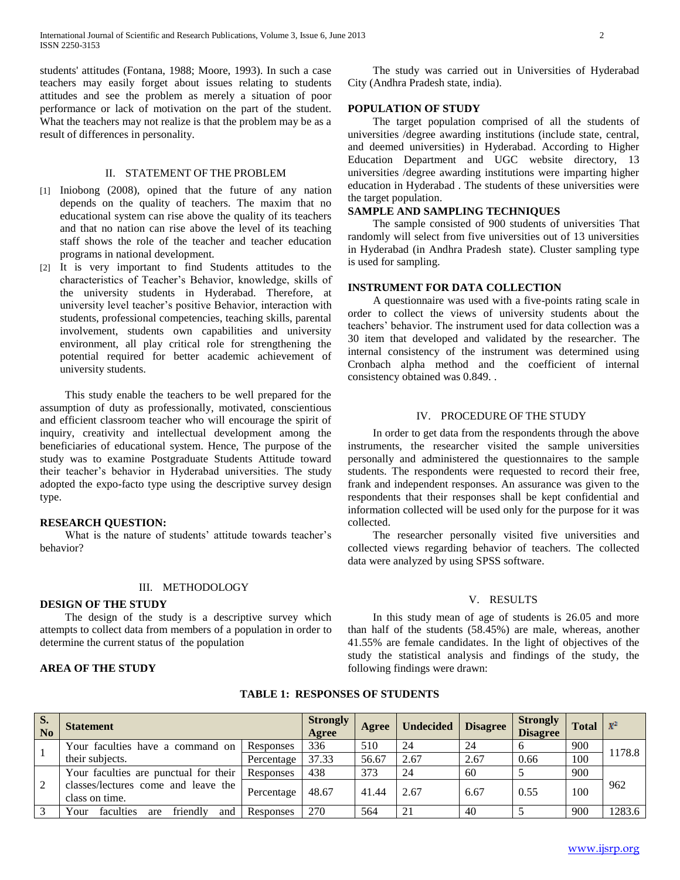students' attitudes (Fontana, 1988; Moore, 1993). In such a case teachers may easily forget about issues relating to students attitudes and see the problem as merely a situation of poor performance or lack of motivation on the part of the student. What the teachers may not realize is that the problem may be as a result of differences in personality.

## II. STATEMENT OF THE PROBLEM

[1] Iniobong (2008), opined that the future of any nation depends on the quality of teachers. The maxim that no educational system can rise above the quality of its teachers and that no nation can rise above the level of its teaching staff shows the role of the teacher and teacher education programs in national development.

[2] It is very important to find Students attitudes to the characteristics of Teacher's Behavior, knowledge, skills of the university students in Hyderabad. Therefore, at university level teacher's positive Behavior, interaction with students, professional competencies, teaching skills, parental involvement, students own capabilities and university environment, all play critical role for strengthening the potential required for better academic achievement of university students.

This study enable the teachers to be well prepared for the assumption of duty as professionally, motivated, conscientious and efficient classroom teacher who will encourage the spirit of inquiry, creativity and intellectual development among the beneficiaries of educational system. Hence, The purpose of the study was to examine Postgraduate Students Attitude toward their teacher's behavior in Hyderabad universities. The study adopted the expo-facto type using the descriptive survey design type.

**RESEARCH QUESTION:**

What is the nature of students' attitude towards teacher's behavior?

## III. METHODOLOGY

**DESIGN OF THE STUDY**

The design of the study is a descriptive survey which attempts to collect data from members of a population in order to determine the current status of the population

**AREA OF THE STUDY**

The study was carried out in Universities of Hyderabad City (Andhra Pradesh state, india).

**POPULATION OF STUDY**

The target population comprised of all the students of universities /degree awarding institutions (include state, central, and deemed universities) in Hyderabad. According to Higher Education Department and UGC website directory, 13 universities /degree awarding institutions were imparting higher education in Hyderabad . The students of these universities were the target population.

**SAMPLE AND SAMPLING TECHNIQUES**

The sample consisted of 900 students of universities That randomly will select from five universities out of 13 universities in Hyderabad (in Andhra Pradesh state). Cluster sampling type is used for sampling.

**INSTRUMENT FOR DATA COLLECTION**

A questionnaire was used with a five-points rating scale in order to collect the views of university students about the teachers' behavior. The instrument used for data collection was a 30 item that developed and validated by the researcher. The internal consistency of the instrument was determined using Cronbach alpha method and the coefficient of internal consistency obtained was 0.849. .

## IV. PROCEDURE OF THE STUDY

In order to get data from the respondents through the above instruments, the researcher visited the sample universities personally and administered the questionnaires to the sample students. The respondents were requested to record their free, frank and independent responses. An assurance was given to the respondents that their responses shall be kept confidential and information collected will be used only for the purpose for it was collected.

The researcher personally visited five universities and collected views regarding behavior of teachers. The collected data were analyzed by using SPSS software.

## V. RESULTS

In this study mean of age of students is 26.05 and more than half of the students (58.45%) are male, whereas, another 41.55% are female candidates. In the light of objectives of the study the statistical analysis and findings of the study, the following findings were drawn:

**TABLE 1: RESPONSES OF STUDENTS**

| S. No | Statement | | Strongly Agree | Agree | Undecided | Disagree | Strongly Disagree | Total | $x^2$ |
|---|---|---|---|---|---|---|---|---|---|
| 1 | Your faculties have a command on their subjects. | Responses | 336 | 510 | 24 | 24 | 6 | 900 | 1178.8 |
| | | Percentage | 37.33 | 56.67 | 2.67 | 2.67 | 0.66 | 100 | |
| 2 | Your faculties are punctual for their classes/lectures come and leave the class on time. | Responses | 438 | 373 | 24 | 60 | 5 | 900 | 962 |
| | | Percentage | 48.67 | 41.44 | 2.67 | 6.67 | 0.55 | 100 | |
| 3 | Your faculties are friendly and | Responses | 270 | 564 | 21 | 40 | 5 | 900 | 1283.6 |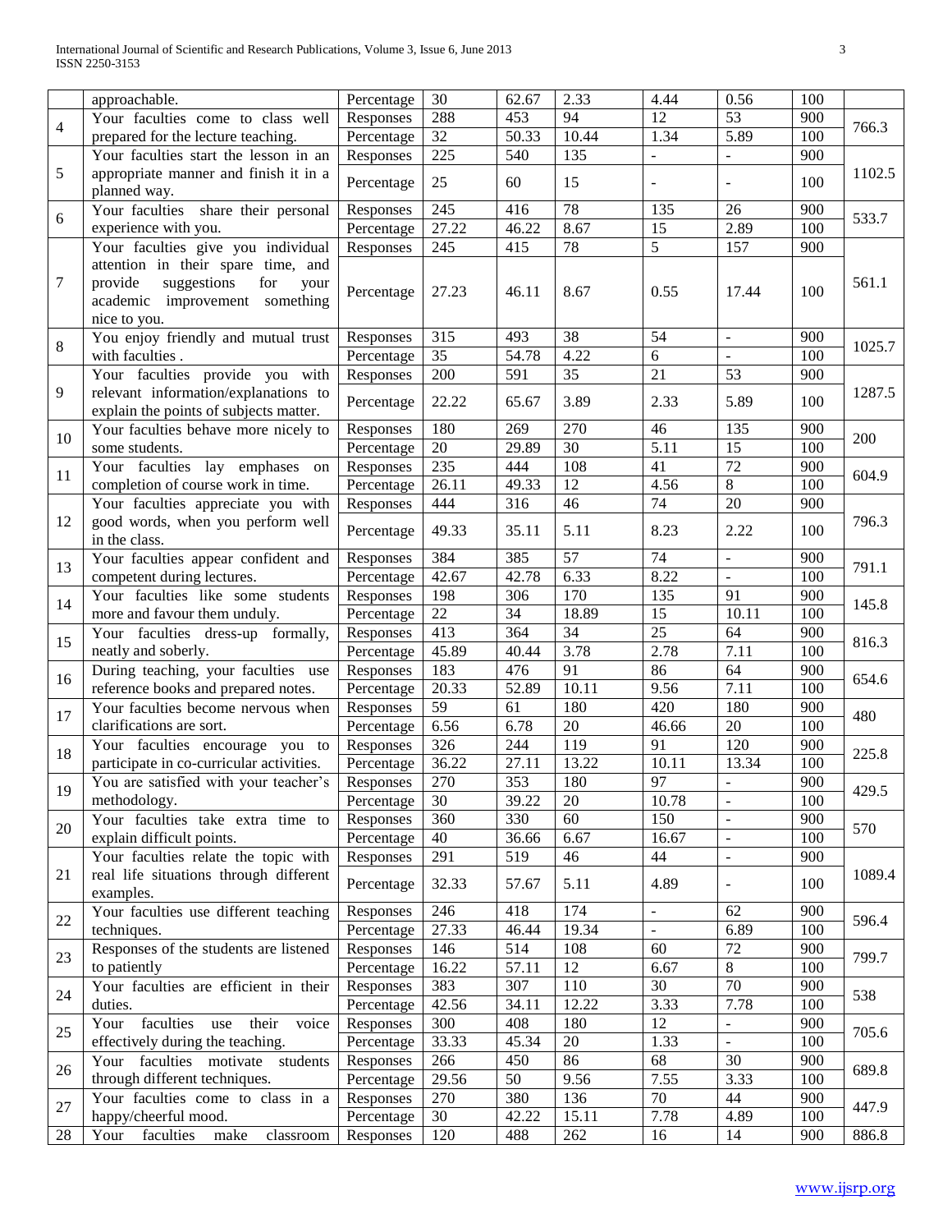| | approachable. | Percentage | 30 | 62.67 | 2.33 | 4.44 | 0.56 | 100 | |
|---|---|---|---|---|---|---|---|---|---|
| 4 | Your faculties come to class well prepared for the lecture teaching. | Responses | 288 | 453 | 94 | 12 | 53 | 900 | 766.3 |
| | | Percentage | 32 | 50.33 | 10.44 | 1.34 | 5.89 | 100 | |
| 5 | Your faculties start the lesson in an appropriate manner and finish it in a planned way. | Responses | 225 | 540 | 135 | - | - | 900 | 1102.5 |
| | | Percentage | 25 | 60 | 15 | - | - | 100 | |
| 6 | Your faculties share their personal experience with you. | Responses | 245 | 416 | 78 | 135 | 26 | 900 | 533.7 |
| | | Percentage | 27.22 | 46.22 | 8.67 | 15 | 2.89 | 100 | |
| 7 | Your faculties give you individual attention in their spare time, and provide suggestions for your academic improvement something nice to you. | Responses | 245 | 415 | 78 | 5 | 157 | 900 | 561.1 |
| | | Percentage | 27.23 | 46.11 | 8.67 | 0.55 | 17.44 | 100 | |
| 8 | You enjoy friendly and mutual trust with faculties . | Responses | 315 | 493 | 38 | 54 | - | 900 | 1025.7 |
| | | Percentage | 35 | 54.78 | 4.22 | 6 | - | 100 | |
| 9 | Your faculties provide you with relevant information/explanations to explain the points of subjects matter. | Responses | 200 | 591 | 35 | 21 | 53 | 900 | 1287.5 |
| | | Percentage | 22.22 | 65.67 | 3.89 | 2.33 | 5.89 | 100 | |
| 10 | Your faculties behave more nicely to some students. | Responses | 180 | 269 | 270 | 46 | 135 | 900 | 200 |
| | | Percentage | 20 | 29.89 | 30 | 5.11 | 15 | 100 | |
| 11 | Your faculties lay emphases on completion of course work in time. | Responses | 235 | 444 | 108 | 41 | 72 | 900 | 604.9 |
| | | Percentage | 26.11 | 49.33 | 12 | 4.56 | 8 | 100 | |
| 12 | Your faculties appreciate you with good words, when you perform well in the class. | Responses | 444 | 316 | 46 | 74 | 20 | 900 | 796.3 |
| | | Percentage | 49.33 | 35.11 | 5.11 | 8.23 | 2.22 | 100 | |
| 13 | Your faculties appear confident and competent during lectures. | Responses | 384 | 385 | 57 | 74 | - | 900 | 791.1 |
| | | Percentage | 42.67 | 42.78 | 6.33 | 8.22 | - | 100 | |
| 14 | Your faculties like some students more and favour them unduly. | Responses | 198 | 306 | 170 | 135 | 91 | 900 | 145.8 |
| | | Percentage | 22 | 34 | 18.89 | 15 | 10.11 | 100 | |
| 15 | Your faculties dress-up formally, neatly and soberly. | Responses | 413 | 364 | 34 | 25 | 64 | 900 | 816.3 |
| | | Percentage | 45.89 | 40.44 | 3.78 | 2.78 | 7.11 | 100 | |
| 16 | During teaching, your faculties use reference books and prepared notes. | Responses | 183 | 476 | 91 | 86 | 64 | 900 | 654.6 |
| | | Percentage | 20.33 | 52.89 | 10.11 | 9.56 | 7.11 | 100 | |
| 17 | Your faculties become nervous when clarifications are sort. | Responses | 59 | 61 | 180 | 420 | 180 | 900 | 480 |
| | | Percentage | 6.56 | 6.78 | 20 | 46.66 | 20 | 100 | |
| 18 | Your faculties encourage you to participate in co-curricular activities. | Responses | 326 | 244 | 119 | 91 | 120 | 900 | 225.8 |
| | | Percentage | 36.22 | 27.11 | 13.22 | 10.11 | 13.34 | 100 | |
| 19 | You are satisfied with your teacher's methodology. | Responses | 270 | 353 | 180 | 97 | - | 900 | 429.5 |
| | | Percentage | 30 | 39.22 | 20 | 10.78 | - | 100 | |
| 20 | Your faculties take extra time to explain difficult points. | Responses | 360 | 330 | 60 | 150 | - | 900 | 570 |
| | | Percentage | 40 | 36.66 | 6.67 | 16.67 | - | 100 | |
| 21 | Your faculties relate the topic with real life situations through different examples. | Responses | 291 | 519 | 46 | 44 | - | 900 | 1089.4 |
| | | Percentage | 32.33 | 57.67 | 5.11 | 4.89 | - | 100 | |
| 22 | Your faculties use different teaching techniques. | Responses | 246 | 418 | 174 | - | 62 | 900 | 596.4 |
| | | Percentage | 27.33 | 46.44 | 19.34 | - | 6.89 | 100 | |
| 23 | Responses of the students are listened to patiently | Responses | 146 | 514 | 108 | 60 | 72 | 900 | 799.7 |
| | | Percentage | 16.22 | 57.11 | 12 | 6.67 | 8 | 100 | |
| 24 | Your faculties are efficient in their duties. | Responses | 383 | 307 | 110 | 30 | 70 | 900 | 538 |
| | | Percentage | 42.56 | 34.11 | 12.22 | 3.33 | 7.78 | 100 | |
| 25 | Your faculties use their voice effectively during the teaching. | Responses | 300 | 408 | 180 | 12 | - | 900 | 705.6 |
| | | Percentage | 33.33 | 45.34 | 20 | 1.33 | - | 100 | |
| 26 | Your faculties motivate students through different techniques. | Responses | 266 | 450 | 86 | 68 | 30 | 900 | 689.8 |
| | | Percentage | 29.56 | 50 | 9.56 | 7.55 | 3.33 | 100 | |
| 27 | Your faculties come to class in a happy/cheerful mood. | Responses | 270 | 380 | 136 | 70 | 44 | 900 | 447.9 |
| | | Percentage | 30 | 42.22 | 15.11 | 7.78 | 4.89 | 100 | |
| 28 | Your faculties make classroom | Responses | 120 | 488 | 262 | 16 | 14 | 900 | 886.8 |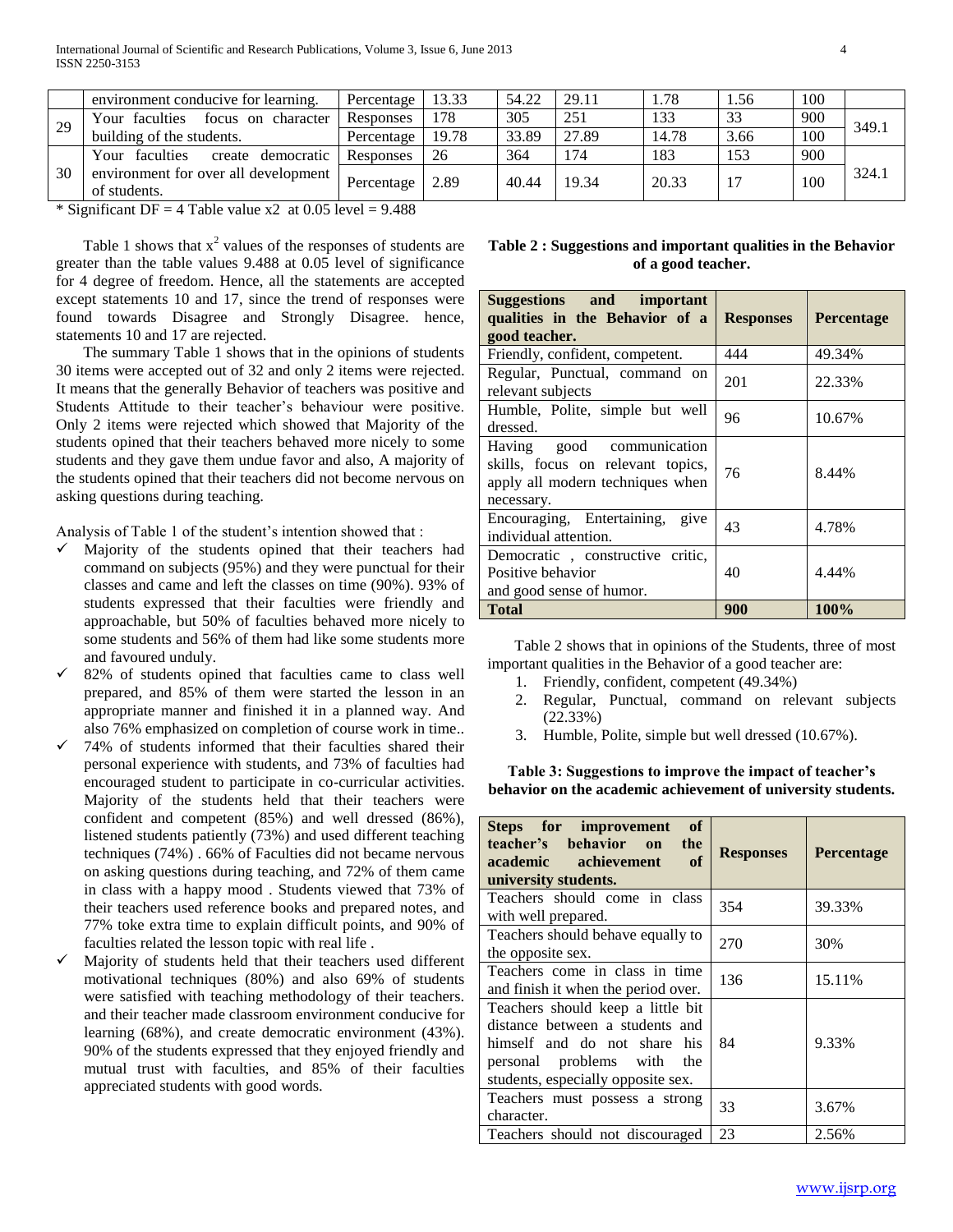|  | environment conducive for learning. | Percentage | 13.33 | 54.22 | 29.11 | 1.78 | 1.56 | 100 |  |
|---|---|---|---|---|---|---|---|---|---|
| 29 | Your faculties focus on character building of the students. | Responses | 178 | 305 | 251 | 133 | 33 | 900 | 349.1 |
|  |  | Percentage | 19.78 | 33.89 | 27.89 | 14.78 | 3.66 | 100 |  |
| 30 | Your faculties create democratic environment for over all development of students. | Responses | 26 | 364 | 174 | 183 | 153 | 900 | 324.1 |
|  |  | Percentage | 2.89 | 40.44 | 19.34 | 20.33 | 17 | 100 |  |

* Significant DF = 4 Table value x2 at 0.05 level = 9.488

Table 1 shows that $x^2$ values of the responses of students are greater than the table values 9.488 at 0.05 level of significance for 4 degree of freedom. Hence, all the statements are accepted except statements 10 and 17, since the trend of responses were found towards Disagree and Strongly Disagree. hence, statements 10 and 17 are rejected.

The summary Table 1 shows that in the opinions of students 30 items were accepted out of 32 and only 2 items were rejected. It means that the generally Behavior of teachers was positive and Students Attitude to their teacher's behaviour were positive. Only 2 items were rejected which showed that Majority of the students opined that their teachers behaved more nicely to some students and they gave them undue favor and also, A majority of the students opined that their teachers did not become nervous on asking questions during teaching.

Analysis of Table 1 of the student's intention showed that :

- ✓ Majority of the students opined that their teachers had command on subjects (95%) and they were punctual for their classes and came and left the classes on time (90%). 93% of students expressed that their faculties were friendly and approachable, but 50% of faculties behaved more nicely to some students and 56% of them had like some students more and favoured unduly.
- ✓ 82% of students opined that faculties came to class well prepared, and 85% of them were started the lesson in an appropriate manner and finished it in a planned way. And also 76% emphasized on completion of course work in time..
- ✓ 74% of students informed that their faculties shared their personal experience with students, and 73% of faculties had encouraged student to participate in co-curricular activities. Majority of the students held that their teachers were confident and competent (85%) and well dressed (86%), listened students patiently (73%) and used different teaching techniques (74%) . 66% of Faculties did not became nervous on asking questions during teaching, and 72% of them came in class with a happy mood . Students viewed that 73% of their teachers used reference books and prepared notes, and 77% toke extra time to explain difficult points, and 90% of faculties related the lesson topic with real life .
- ✓ Majority of students held that their teachers used different motivational techniques (80%) and also 69% of students were satisfied with teaching methodology of their teachers. and their teacher made classroom environment conducive for learning (68%), and create democratic environment (43%). 90% of the students expressed that they enjoyed friendly and mutual trust with faculties, and 85% of their faculties appreciated students with good words.

**Table 2 : Suggestions and important qualities in the Behavior of a good teacher.**

| Suggestions and important qualities in the Behavior of a good teacher. | Responses | Percentage |
|---|---|---|
| Friendly, confident, competent. | 444 | 49.34% |
| Regular, Punctual, command on relevant subjects | 201 | 22.33% |
| Humble, Polite, simple but well dressed. | 96 | 10.67% |
| Having good communication skills, focus on relevant topics, apply all modern techniques when necessary. | 76 | 8.44% |
| Encouraging, Entertaining, give individual attention. | 43 | 4.78% |
| Democratic , constructive critic, Positive behavior and good sense of humor. | 40 | 4.44% |
| **Total** | **900** | **100%** |

Table 2 shows that in opinions of the Students, three of most important qualities in the Behavior of a good teacher are:

1. Friendly, confident, competent (49.34%)
2. Regular, Punctual, command on relevant subjects (22.33%)
3. Humble, Polite, simple but well dressed (10.67%).

**Table 3: Suggestions to improve the impact of teacher's behavior on the academic achievement of university students.**

| Steps for improvement of teacher's behavior on the academic achievement of university students. | Responses | Percentage |
|---|---|---|
| Teachers should come in class with well prepared. | 354 | 39.33% |
| Teachers should behave equally to the opposite sex. | 270 | 30% |
| Teachers come in class in time and finish it when the period over. | 136 | 15.11% |
| Teachers should keep a little bit distance between a students and himself and do not share his personal problems with the students, especially opposite sex. | 84 | 9.33% |
| Teachers must possess a strong character. | 33 | 3.67% |
| Teachers should not discouraged | 23 | 2.56% |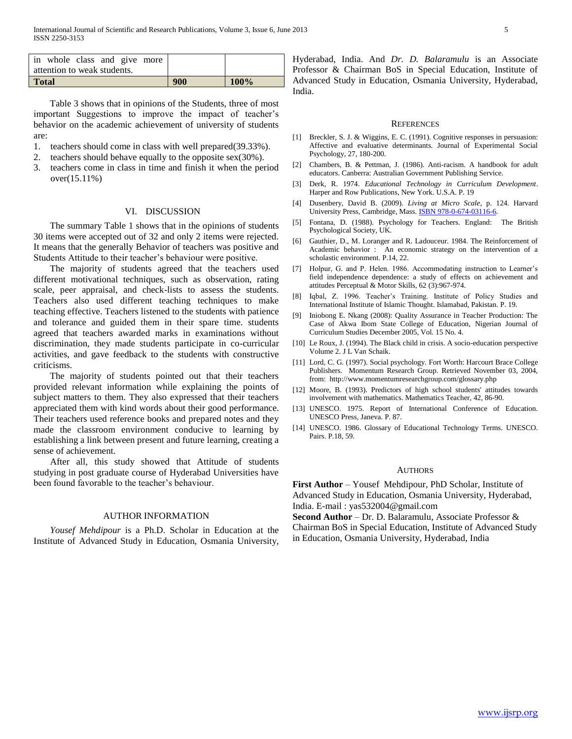| | | |
|---|---|---|
| in whole class and give more attention to weak students. | | |
| **Total** | **900** | **100%** |

Table 3 shows that in opinions of the Students, three of most important Suggestions to improve the impact of teacher's behavior on the academic achievement of university of students are:

1. teachers should come in class with well prepared(39.33%).
2. teachers should behave equally to the opposite sex(30%).
3. teachers come in class in time and finish it when the period over(15.11%)

## VI. DISCUSSION

The summary Table 1 shows that in the opinions of students 30 items were accepted out of 32 and only 2 items were rejected. It means that the generally Behavior of teachers was positive and Students Attitude to their teacher's behaviour were positive.

The majority of students agreed that the teachers used different motivational techniques, such as observation, rating scale, peer appraisal, and check-lists to assess the students. Teachers also used different teaching techniques to make teaching effective. Teachers listened to the students with patience and tolerance and guided them in their spare time. students agreed that teachers awarded marks in examinations without discrimination, they made students participate in co-curricular activities, and gave feedback to the students with constructive criticisms.

The majority of students pointed out that their teachers provided relevant information while explaining the points of subject matters to them. They also expressed that their teachers appreciated them with kind words about their good performance. Their teachers used reference books and prepared notes and they made the classroom environment conducive to learning by establishing a link between present and future learning, creating a sense of achievement.

After all, this study showed that Attitude of students studying in post graduate course of Hyderabad Universities have been found favorable to the teacher's behaviour.

## AUTHOR INFORMATION

*Yousef Mehdipour* is a Ph.D. Scholar in Education at the Institute of Advanced Study in Education, Osmania University, Hyderabad, India. And *Dr. D. Balaramulu* is an Associate Professor & Chairman BoS in Special Education, Institute of Advanced Study in Education, Osmania University, Hyderabad, India.

## REFERENCES

[1] Breckler, S. J. & Wiggins, E. C. (1991). Cognitive responses in persuasion: Affective and evaluative determinants. Journal of Experimental Social Psychology, 27, 180-200.

[2] Chambers, B. & Pettman, J. (1986). Anti-racism. A handbook for adult educators. Canberra: Australian Government Publishing Service.

[3] Derk, R. 1974. *Educational Technology in Curriculum Development*. Harper and Row Publications, New York. U.S.A. P. 19

[4] Dusenbery, David B. (2009). *Living at Micro Scale*, p. 124. Harvard University Press, Cambridge, Mass. ISBN 978-0-674-03116-6.

[5] Fontana, D. (1988). Psychology for Teachers. England: The British Psychological Society, UK.

[6] Gauthier, D., M. Loranger and R. Ladouceur. 1984. The Reinforcement of Academic behavior : An economic strategy on the intervention of a scholastic environment. P.14, 22.

[7] Holpur, G. and P. Helen. 1986. Accommodating instruction to Learner's field independence dependence: a study of effects on achievement and attitudes Perceptual & Motor Skills, 62 (3):967-974.

[8] Iqbal, Z. 1996. Teacher's Training. Institute of Policy Studies and International Institute of Islamic Thought. Islamabad, Pakistan. P. 19.

[9] Iniobong E. Nkang (2008): Quality Assurance in Teacher Production: The Case of Akwa Ibom State College of Education, Nigerian Journal of Curriculum Studies December 2005, Vol. 15 No. 4.

[10] Le Roux, J. (1994). The Black child in crisis. A socio-education perspective Volume 2. J L Van Schaik.

[11] Lord, C. G. (1997). Social psychology. Fort Worth: Harcourt Brace College Publishers. Momentum Research Group. Retrieved November 03, 2004, from: http://www.momentumresearchgroup.com/glossary.php

[12] Moore, B. (1993). Predictors of high school students' attitudes towards involvement with mathematics. Mathematics Teacher, 42, 86-90.

[13] UNESCO. 1975. Report of International Conference of Education. UNESCO Press, Janeva. P. 87.

[14] UNESCO. 1986. Glossary of Educational Technology Terms. UNESCO. Pairs. P.18, 59.

## AUTHORS

**First Author** – Yousef Mehdipour, PhD Scholar, Institute of Advanced Study in Education, Osmania University, Hyderabad, India. E-mail : yas532004@gmail.com

**Second Author** – Dr. D. Balaramulu, Associate Professor & Chairman BoS in Special Education, Institute of Advanced Study in Education, Osmania University, Hyderabad, India